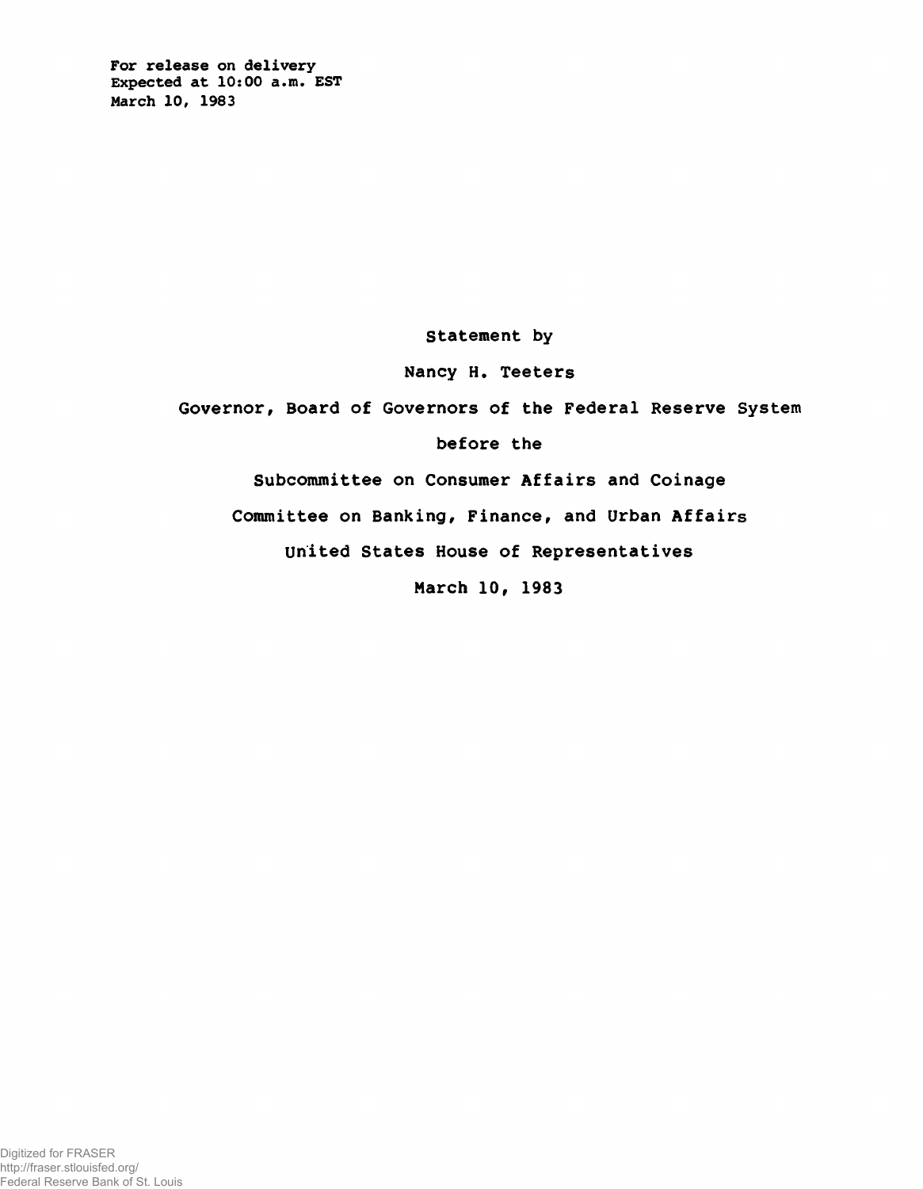For release on delivery
Expected at 10:00 a.m. EST
March 10, 1983

Statement by

Nancy H. Teeters

Governor, Board of Governors of the Federal Reserve System

before the

Subcommittee on Consumer Affairs and Coinage

Committee on Banking, Finance, and Urban Affairs

United States House of Representatives

March 10, 1983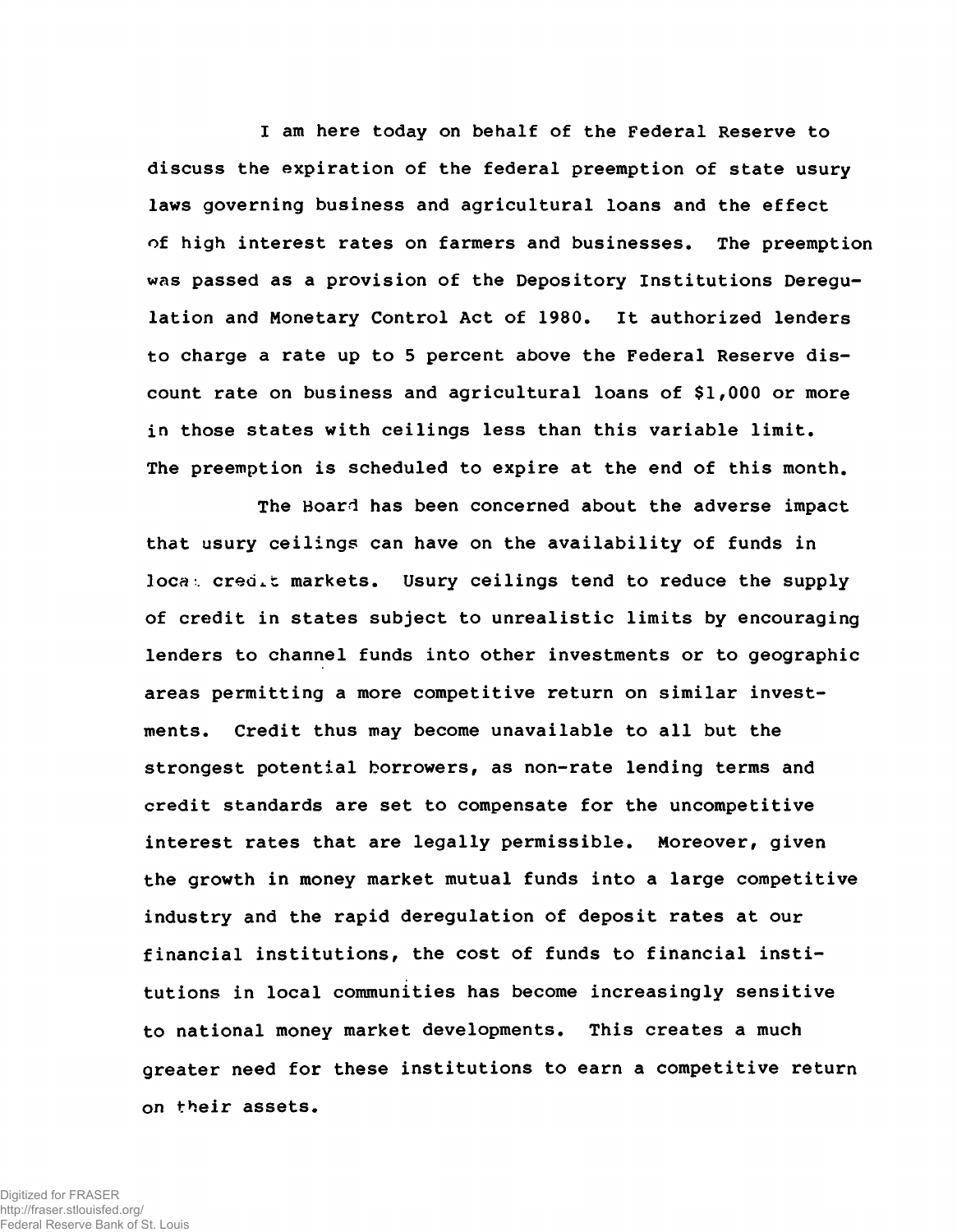I am here today on behalf of the Federal Reserve to discuss the expiration of the federal preemption of state usury laws governing business and agricultural loans and the effect of high interest rates on farmers and businesses. The preemption was passed as a provision of the Depository Institutions Deregulation and Monetary Control Act of 1980. It authorized lenders to charge a rate up to 5 percent above the Federal Reserve discount rate on business and agricultural loans of $1,000 or more in those states with ceilings less than this variable limit. The preemption is scheduled to expire at the end of this month.

The Board has been concerned about the adverse impact that usury ceilings can have on the availability of funds in local credit markets. Usury ceilings tend to reduce the supply of credit in states subject to unrealistic limits by encouraging lenders to channel funds into other investments or to geographic areas permitting a more competitive return on similar investments. Credit thus may become unavailable to all but the strongest potential borrowers, as non-rate lending terms and credit standards are set to compensate for the uncompetitive interest rates that are legally permissible. Moreover, given the growth in money market mutual funds into a large competitive industry and the rapid deregulation of deposit rates at our financial institutions, the cost of funds to financial institutions in local communities has become increasingly sensitive to national money market developments. This creates a much greater need for these institutions to earn a competitive return on their assets.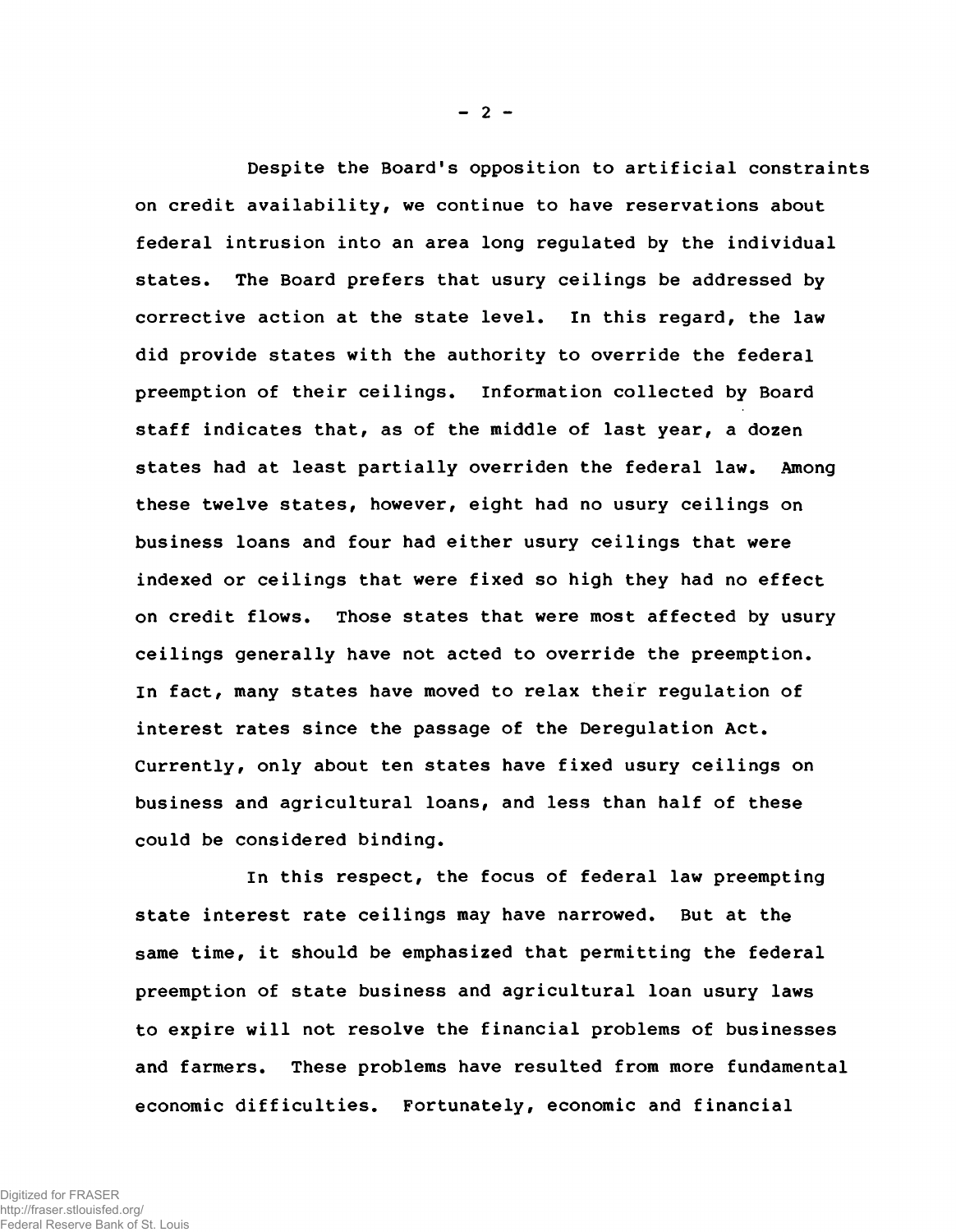Despite the Board's opposition to artificial constraints on credit availability, we continue to have reservations about federal intrusion into an area long regulated by the individual states. The Board prefers that usury ceilings be addressed by corrective action at the state level. In this regard, the law did provide states with the authority to override the federal preemption of their ceilings. Information collected by Board staff indicates that, as of the middle of last year, a dozen states had at least partially overriden the federal law. Among these twelve states, however, eight had no usury ceilings on business loans and four had either usury ceilings that were indexed or ceilings that were fixed so high they had no effect on credit flows. Those states that were most affected by usury ceilings generally have not acted to override the preemption. In fact, many states have moved to relax their regulation of interest rates since the passage of the Deregulation Act. Currently, only about ten states have fixed usury ceilings on business and agricultural loans, and less than half of these could be considered binding.

In this respect, the focus of federal law preempting state interest rate ceilings may have narrowed. But at the same time, it should be emphasized that permitting the federal preemption of state business and agricultural loan usury laws to expire will not resolve the financial problems of businesses and farmers. These problems have resulted from more fundamental economic difficulties. Fortunately, economic and financial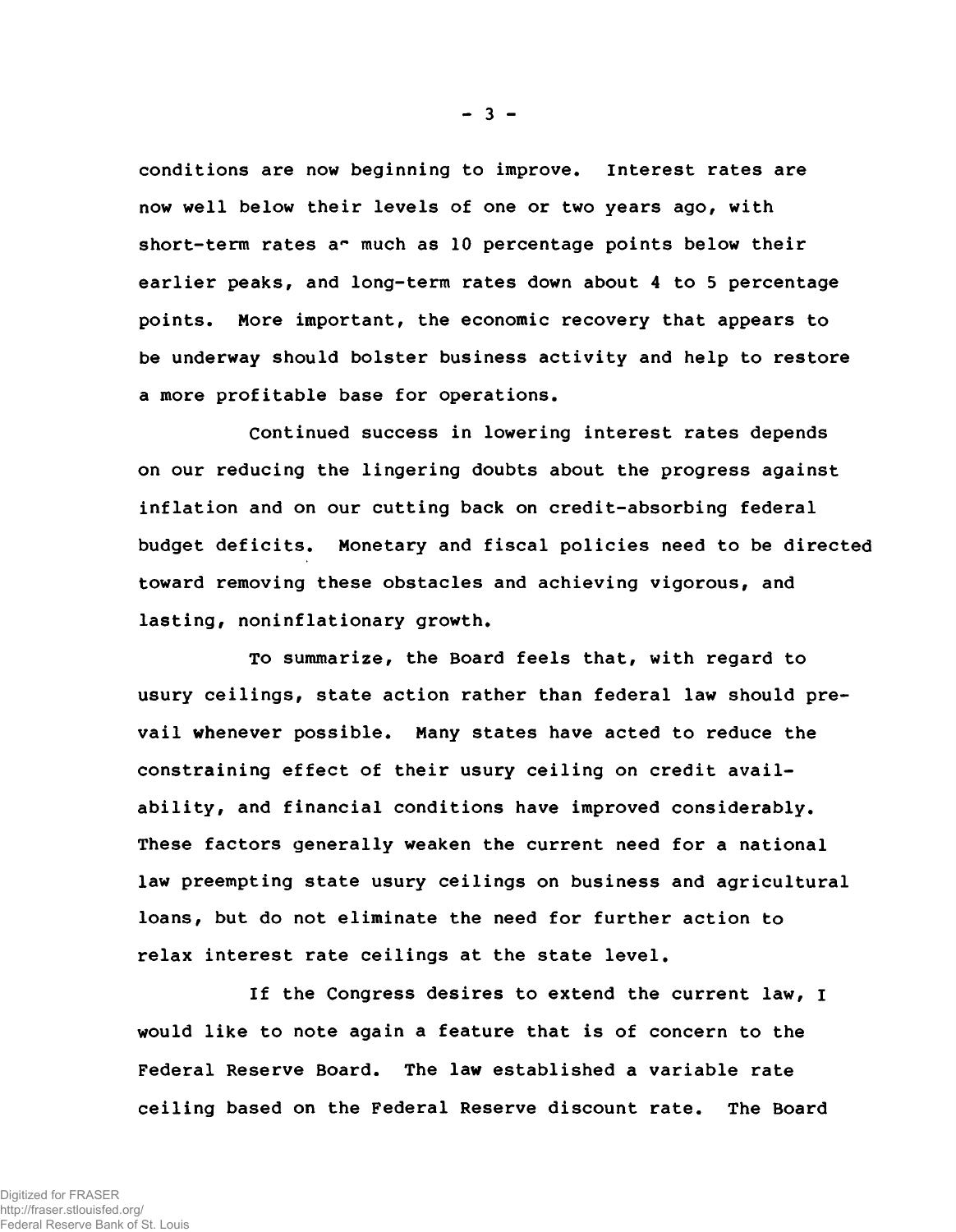conditions are now beginning to improve. Interest rates are now well below their levels of one or two years ago, with short-term rates as much as 10 percentage points below their earlier peaks, and long-term rates down about 4 to 5 percentage points. More important, the economic recovery that appears to be underway should bolster business activity and help to restore a more profitable base for operations.

Continued success in lowering interest rates depends on our reducing the lingering doubts about the progress against inflation and on our cutting back on credit-absorbing federal budget deficits. Monetary and fiscal policies need to be directed toward removing these obstacles and achieving vigorous, and lasting, noninflationary growth.

To summarize, the Board feels that, with regard to usury ceilings, state action rather than federal law should prevail whenever possible. Many states have acted to reduce the constraining effect of their usury ceiling on credit availability, and financial conditions have improved considerably. These factors generally weaken the current need for a national law preempting state usury ceilings on business and agricultural loans, but do not eliminate the need for further action to relax interest rate ceilings at the state level.

If the Congress desires to extend the current law, I would like to note again a feature that is of concern to the Federal Reserve Board. The law established a variable rate ceiling based on the Federal Reserve discount rate. The Board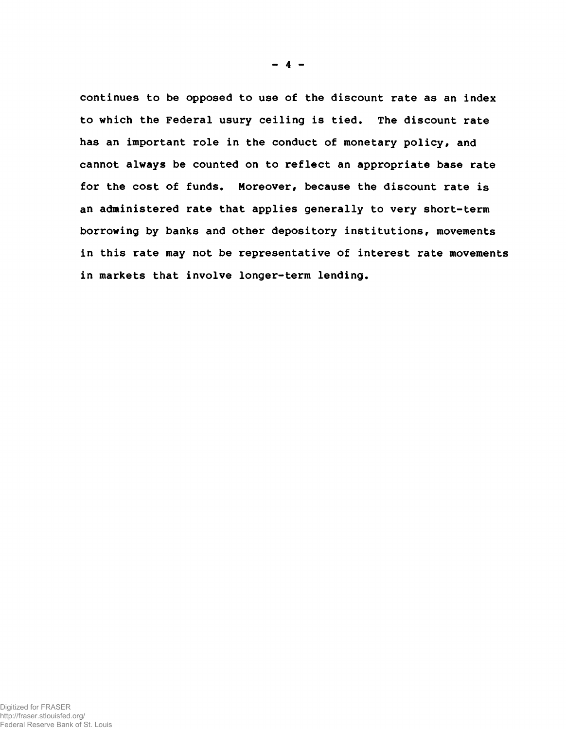continues to be opposed to use of the discount rate as an index to which the Federal usury ceiling is tied. The discount rate has an important role in the conduct of monetary policy, and cannot always be counted on to reflect an appropriate base rate for the cost of funds. Moreover, because the discount rate is an administered rate that applies generally to very short-term borrowing by banks and other depository institutions, movements in this rate may not be representative of interest rate movements in markets that involve longer-term lending.